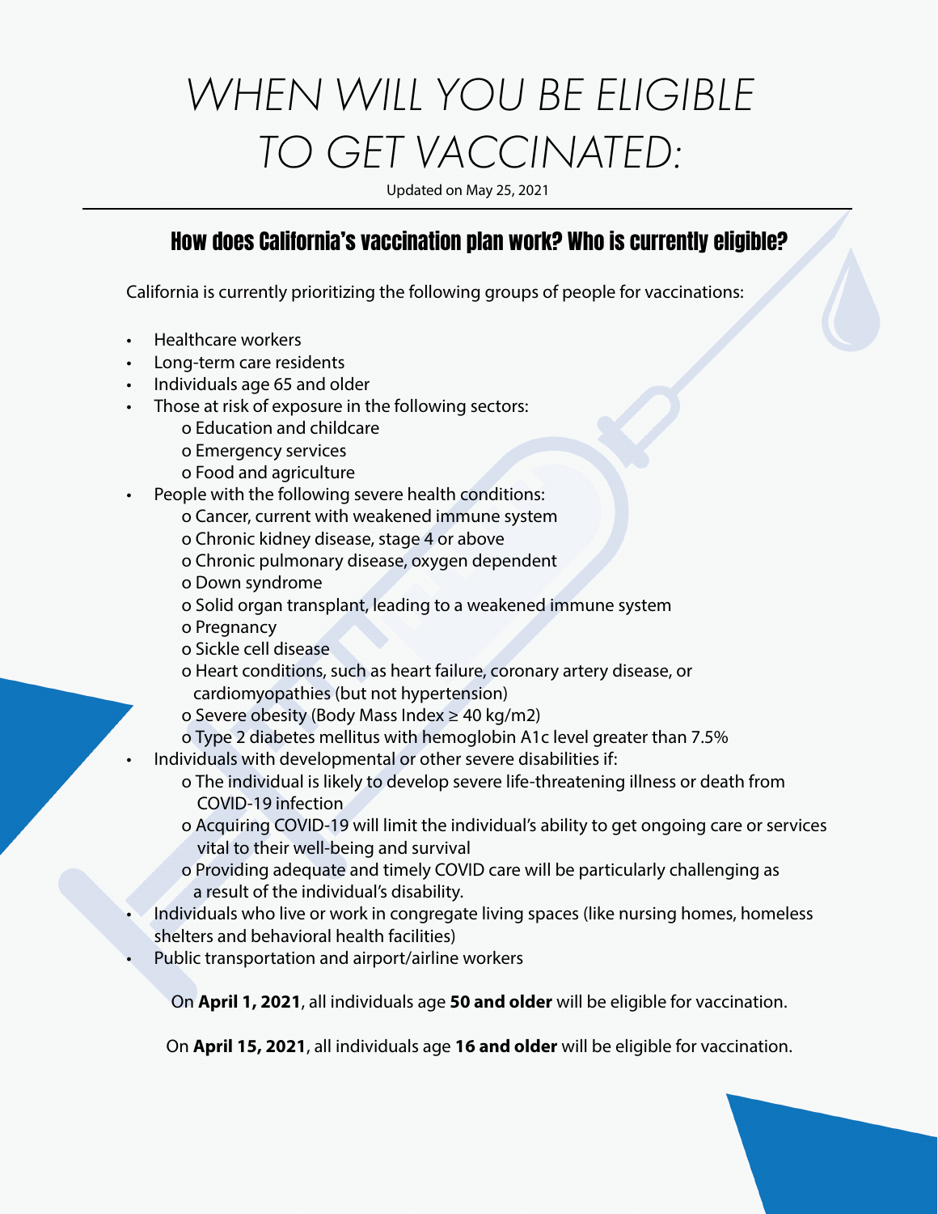# WHEN WILL YOU BE ELIGIBLE TO GET VACCINATED:

Updated on May 25, 2021

## How does California's vaccination plan work? Who is currently eligible?

California is currently prioritizing the following groups of people for vaccinations:

- Healthcare workers
- Long-term care residents
- Individuals age 65 and older
- Those at risk of exposure in the following sectors:
  - Education and childcare
  - Emergency services
  - Food and agriculture
- People with the following severe health conditions:
  - Cancer, current with weakened immune system
  - Chronic kidney disease, stage 4 or above
  - Chronic pulmonary disease, oxygen dependent
  - Down syndrome
  - Solid organ transplant, leading to a weakened immune system
  - Pregnancy
  - Sickle cell disease
  - Heart conditions, such as heart failure, coronary artery disease, or cardiomyopathies (but not hypertension)
  - Severe obesity (Body Mass Index ≥ 40 kg/m2)
  - Type 2 diabetes mellitus with hemoglobin A1c level greater than 7.5%
- Individuals with developmental or other severe disabilities if:
  - The individual is likely to develop severe life-threatening illness or death from COVID-19 infection
  - Acquiring COVID-19 will limit the individual's ability to get ongoing care or services vital to their well-being and survival
  - Providing adequate and timely COVID care will be particularly challenging as a result of the individual's disability.
- Individuals who live or work in congregate living spaces (like nursing homes, homeless shelters and behavioral health facilities)
- Public transportation and airport/airline workers

On **April 1, 2021**, all individuals age **50 and older** will be eligible for vaccination.

On **April 15, 2021**, all individuals age **16 and older** will be eligible for vaccination.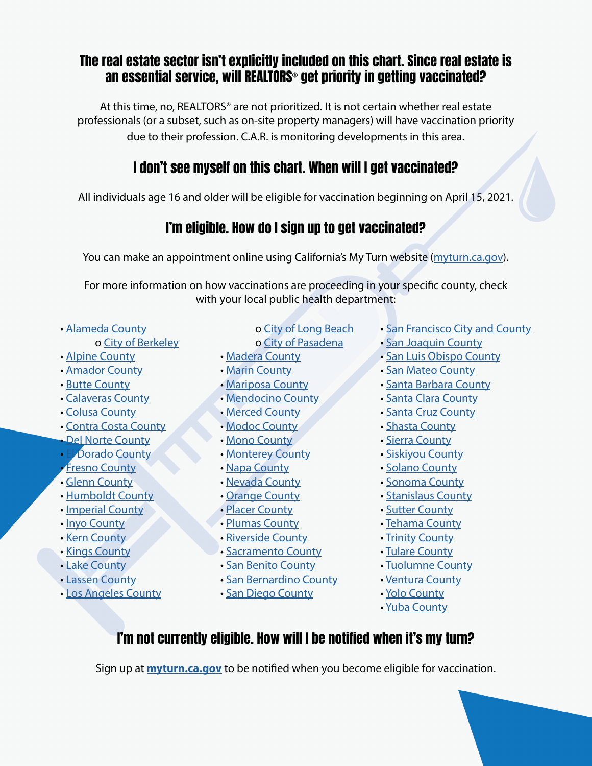## The real estate sector isn't explicitly included on this chart. Since real estate is an essential service, will REALTORS® get priority in getting vaccinated?

At this time, no, REALTORS® are not prioritized. It is not certain whether real estate professionals (or a subset, such as on-site property managers) will have vaccination priority due to their profession. C.A.R. is monitoring developments in this area.

## I don't see myself on this chart. When will I get vaccinated?

All individuals age 16 and older will be eligible for vaccination beginning on April 15, 2021.

## I'm eligible. How do I sign up to get vaccinated?

You can make an appointment online using California's My Turn website (myturn.ca.gov).

For more information on how vaccinations are proceeding in your specific county, check with your local public health department:

- Alameda County
  - City of Berkeley
- Alpine County
- Amador County
- Butte County
- Calaveras County
- Colusa County
- Contra Costa County
- Del Norte County
- El Dorado County
- Fresno County
- Glenn County
- Humboldt County
- Imperial County
- Inyo County
- Kern County
- Kings County
- Lake County
- Lassen County
- Los Angeles County
  - City of Long Beach
  - City of Pasadena
- Madera County
- Marin County
- Mariposa County
- Mendocino County
- Merced County
- Modoc County
- Mono County
- Monterey County
- Napa County
- Nevada County
- Orange County
- Placer County
- Plumas County
- Riverside County
- Sacramento County
- San Benito County
- San Bernardino County
- San Diego County
- San Francisco City and County
- San Joaquin County
- San Luis Obispo County
- San Mateo County
- Santa Barbara County
- Santa Clara County
- Santa Cruz County
- Shasta County
- Sierra County
- Siskiyou County
- Solano County
- Sonoma County
- Stanislaus County
- Sutter County
- Tehama County
- Trinity County
- Tulare County
- Tuolumne County
- Ventura County
- Yolo County
- Yuba County

## I'm not currently eligible. How will I be notified when it's my turn?

Sign up at **myturn.ca.gov** to be notified when you become eligible for vaccination.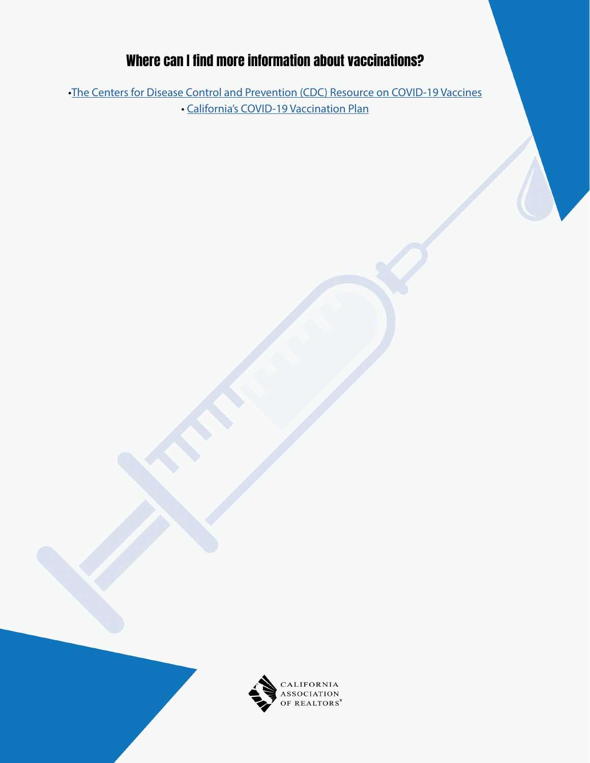## Where can I find more information about vaccinations?

- The Centers for Disease Control and Prevention (CDC) Resource on COVID-19 Vaccines
- California's COVID-19 Vaccination Plan

CALIFORNIA ASSOCIATION OF REALTORS®